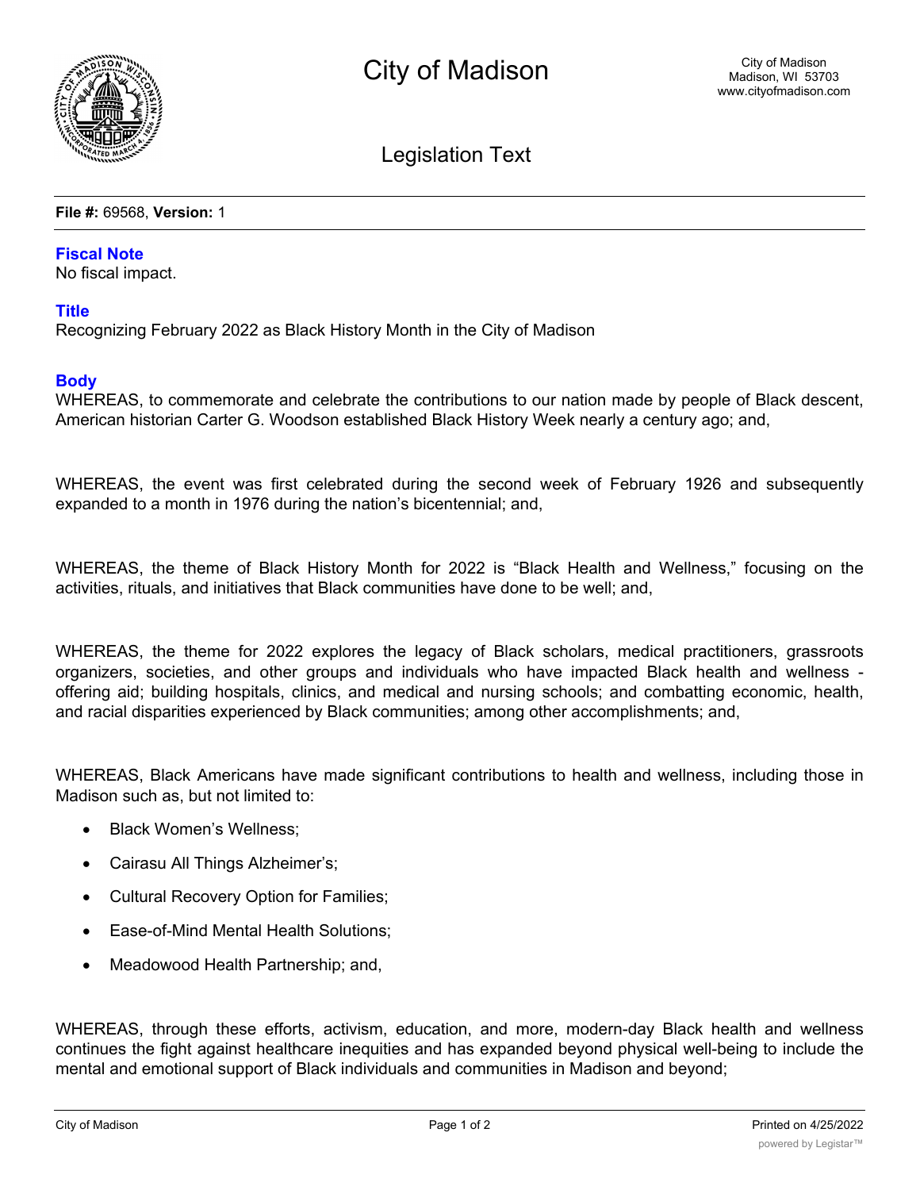# City of Madison

City of Madison
Madison, WI 53703
www.cityofmadison.com

## Legislation Text

**File #:** 69568, **Version:** 1

### Fiscal Note

No fiscal impact.

### Title

Recognizing February 2022 as Black History Month in the City of Madison

### Body

WHEREAS, to commemorate and celebrate the contributions to our nation made by people of Black descent, American historian Carter G. Woodson established Black History Week nearly a century ago; and,

WHEREAS, the event was first celebrated during the second week of February 1926 and subsequently expanded to a month in 1976 during the nation's bicentennial; and,

WHEREAS, the theme of Black History Month for 2022 is "Black Health and Wellness," focusing on the activities, rituals, and initiatives that Black communities have done to be well; and,

WHEREAS, the theme for 2022 explores the legacy of Black scholars, medical practitioners, grassroots organizers, societies, and other groups and individuals who have impacted Black health and wellness - offering aid; building hospitals, clinics, and medical and nursing schools; and combatting economic, health, and racial disparities experienced by Black communities; among other accomplishments; and,

WHEREAS, Black Americans have made significant contributions to health and wellness, including those in Madison such as, but not limited to:

- Black Women's Wellness;
- Cairasu All Things Alzheimer's;
- Cultural Recovery Option for Families;
- Ease-of-Mind Mental Health Solutions;
- Meadowood Health Partnership; and,

WHEREAS, through these efforts, activism, education, and more, modern-day Black health and wellness continues the fight against healthcare inequities and has expanded beyond physical well-being to include the mental and emotional support of Black individuals and communities in Madison and beyond;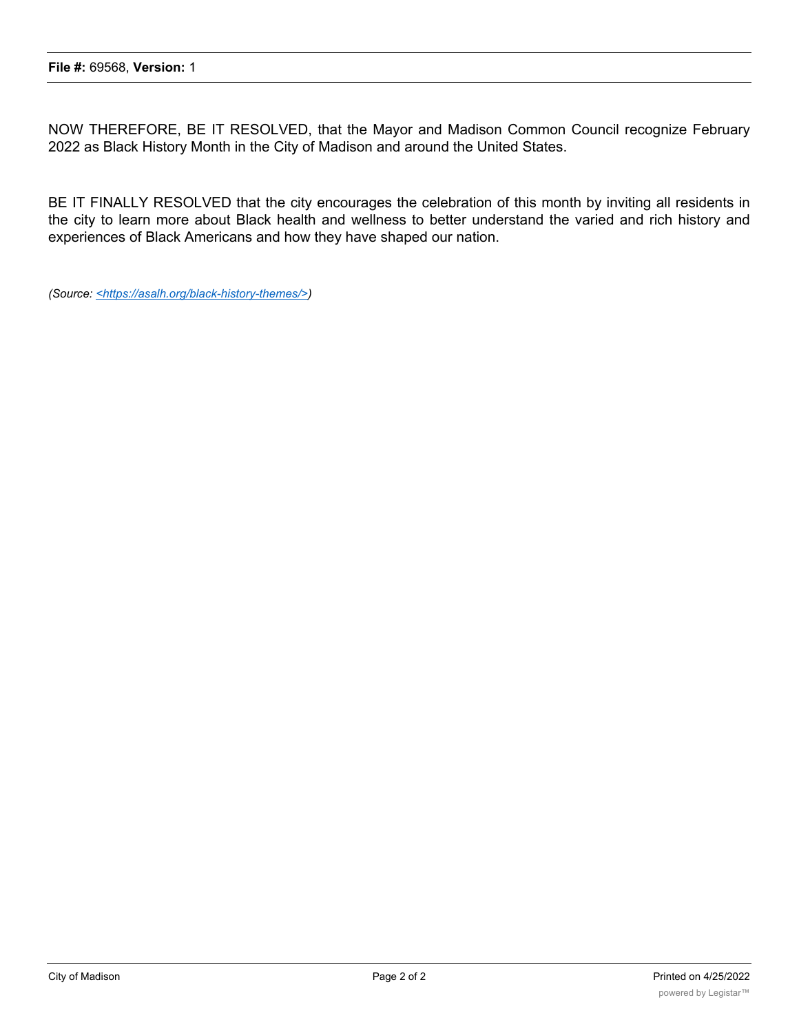NOW THEREFORE, BE IT RESOLVED, that the Mayor and Madison Common Council recognize February 2022 as Black History Month in the City of Madison and around the United States.

BE IT FINALLY RESOLVED that the city encourages the celebration of this month by inviting all residents in the city to learn more about Black health and wellness to better understand the varied and rich history and experiences of Black Americans and how they have shaped our nation.

*(Source: <https://asalh.org/black-history-themes/>)*